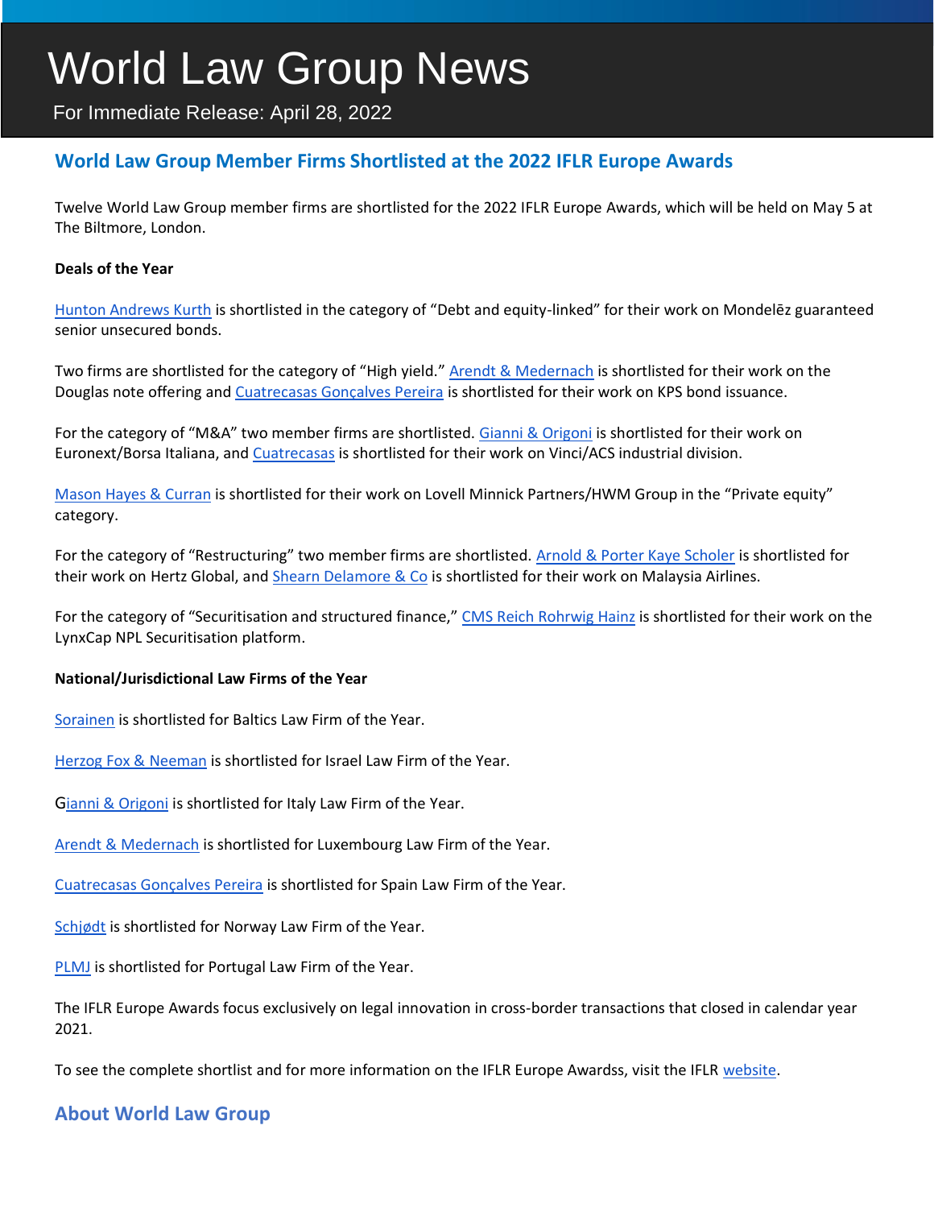# World Law Group News

For Immediate Release: April 28, 2022

## World Law Group Member Firms Shortlisted at the 2022 IFLR Europe Awards

Twelve World Law Group member firms are shortlisted for the 2022 IFLR Europe Awards, which will be held on May 5 at The Biltmore, London.

**Deals of the Year**

Hunton Andrews Kurth is shortlisted in the category of "Debt and equity-linked" for their work on Mondelēz guaranteed senior unsecured bonds.

Two firms are shortlisted for the category of "High yield." Arendt & Medernach is shortlisted for their work on the Douglas note offering and Cuatrecasas Gonçalves Pereira is shortlisted for their work on KPS bond issuance.

For the category of "M&A" two member firms are shortlisted. Gianni & Origoni is shortlisted for their work on Euronext/Borsa Italiana, and Cuatrecasas is shortlisted for their work on Vinci/ACS industrial division.

Mason Hayes & Curran is shortlisted for their work on Lovell Minnick Partners/HWM Group in the "Private equity" category.

For the category of "Restructuring" two member firms are shortlisted. Arnold & Porter Kaye Scholer is shortlisted for their work on Hertz Global, and Shearn Delamore & Co is shortlisted for their work on Malaysia Airlines.

For the category of "Securitisation and structured finance," CMS Reich Rohrwig Hainz is shortlisted for their work on the LynxCap NPL Securitisation platform.

**National/Jurisdictional Law Firms of the Year**

Sorainen is shortlisted for Baltics Law Firm of the Year.

Herzog Fox & Neeman is shortlisted for Israel Law Firm of the Year.

Gianni & Origoni is shortlisted for Italy Law Firm of the Year.

Arendt & Medernach is shortlisted for Luxembourg Law Firm of the Year.

Cuatrecasas Gonçalves Pereira is shortlisted for Spain Law Firm of the Year.

Schjødt is shortlisted for Norway Law Firm of the Year.

PLMJ is shortlisted for Portugal Law Firm of the Year.

The IFLR Europe Awards focus exclusively on legal innovation in cross-border transactions that closed in calendar year 2021.

To see the complete shortlist and for more information on the IFLR Europe Awardss, visit the IFLR website.

## About World Law Group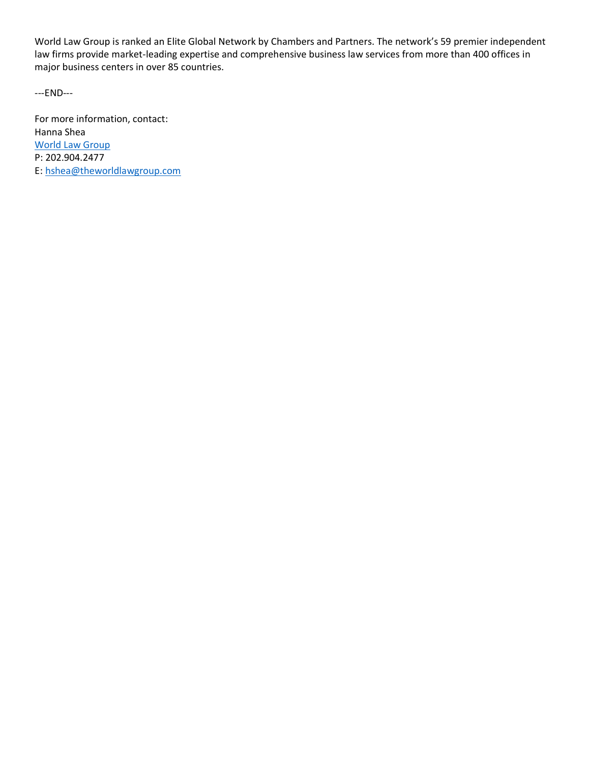World Law Group is ranked an Elite Global Network by Chambers and Partners. The network's 59 premier independent law firms provide market-leading expertise and comprehensive business law services from more than 400 offices in major business centers in over 85 countries.

---END---

For more information, contact:
Hanna Shea
World Law Group
P: 202.904.2477
E: hshea@theworldlawgroup.com